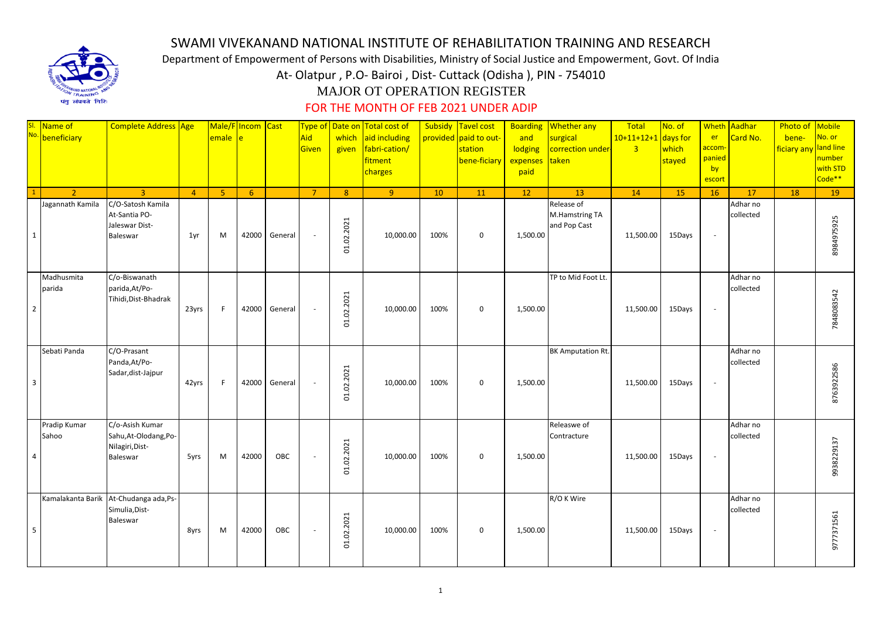# SWAMI VIVEKANAND NATIONAL INSTITUTE OF REHABILITATION TRAINING AND RESEARCH

Department of Empowerment of Persons with Disabilities, Ministry of Social Justice and Empowerment, Govt. Of India

At- Olatpur , P.O- Bairoi , Dist- Cuttack (Odisha ), PIN - 754010

## MAJOR OT OPERATION REGISTER

### FOR THE MONTH OF FEB 2021 UNDER ADIP

| Sl. No. | Name of beneficiary | Complete Address | Age | Male/Female | Income | Cast | Type of Aid Given | Date on which given | Total cost of aid including fabri-cation/ fitment charges | Subsidy provided | Tavel cost paid to out-station bene-ficiary | Boarding and lodging expenses paid | Whether any surgical correction under-taken | Total 10+11+12+13 | No. of days for which stayed | Whether accom-panied by escort | Aadhar Card No. | Photo of bene-ficiary any | Mobile No. or land line number with STD Code** |
|---|---|---|---|---|---|---|---|---|---|---|---|---|---|---|---|---|---|---|---|
| 1 | 2 | 3 | 4 | 5 | 6 | | 7 | 8 | 9 | 10 | 11 | 12 | 13 | 14 | 15 | 16 | 17 | 18 | 19 |
| 1 | Jagannath Kamila | C/O-Satosh Kamila At-Santia PO-Jaleswar Dist-Baleswar | 1yr | M | 42000 | General | - | 01.02.2021 | 10,000.00 | 100% | 0 | 1,500.00 | Release of M.Hamstring TA and Pop Cast | 11,500.00 | 15Days | - | Adhar no collected | | 8984975925 |
| 2 | Madhusmita parida | C/o-Biswanath parida,At/Po-Tihidi,Dist-Bhadrak | 23yrs | F | 42000 | General | - | 01.02.2021 | 10,000.00 | 100% | 0 | 1,500.00 | TP to Mid Foot Lt. | 11,500.00 | 15Days | - | Adhar no collected | | 7848083542 |
| 3 | Sebati Panda | C/O-Prasant Panda,At/Po-Sadar,dist-Jajpur | 42yrs | F | 42000 | General | - | 01.02.2021 | 10,000.00 | 100% | 0 | 1,500.00 | BK Amputation Rt. | 11,500.00 | 15Days | - | Adhar no collected | | 8763922586 |
| 4 | Pradip Kumar Sahoo | C/o-Asish Kumar Sahu,At-Olodang,Po-Nilagiri,Dist-Baleswar | 5yrs | M | 42000 | OBC | - | 01.02.2021 | 10,000.00 | 100% | 0 | 1,500.00 | Releaswe of Contracture | 11,500.00 | 15Days | - | Adhar no collected | | 9938229137 |
| 5 | Kamalakanta Barik | At-Chudanga ada,Ps-Simulia,Dist-Baleswar | 8yrs | M | 42000 | OBC | - | 01.02.2021 | 10,000.00 | 100% | 0 | 1,500.00 | R/O K Wire | 11,500.00 | 15Days | - | Adhar no collected | | 9777371561 |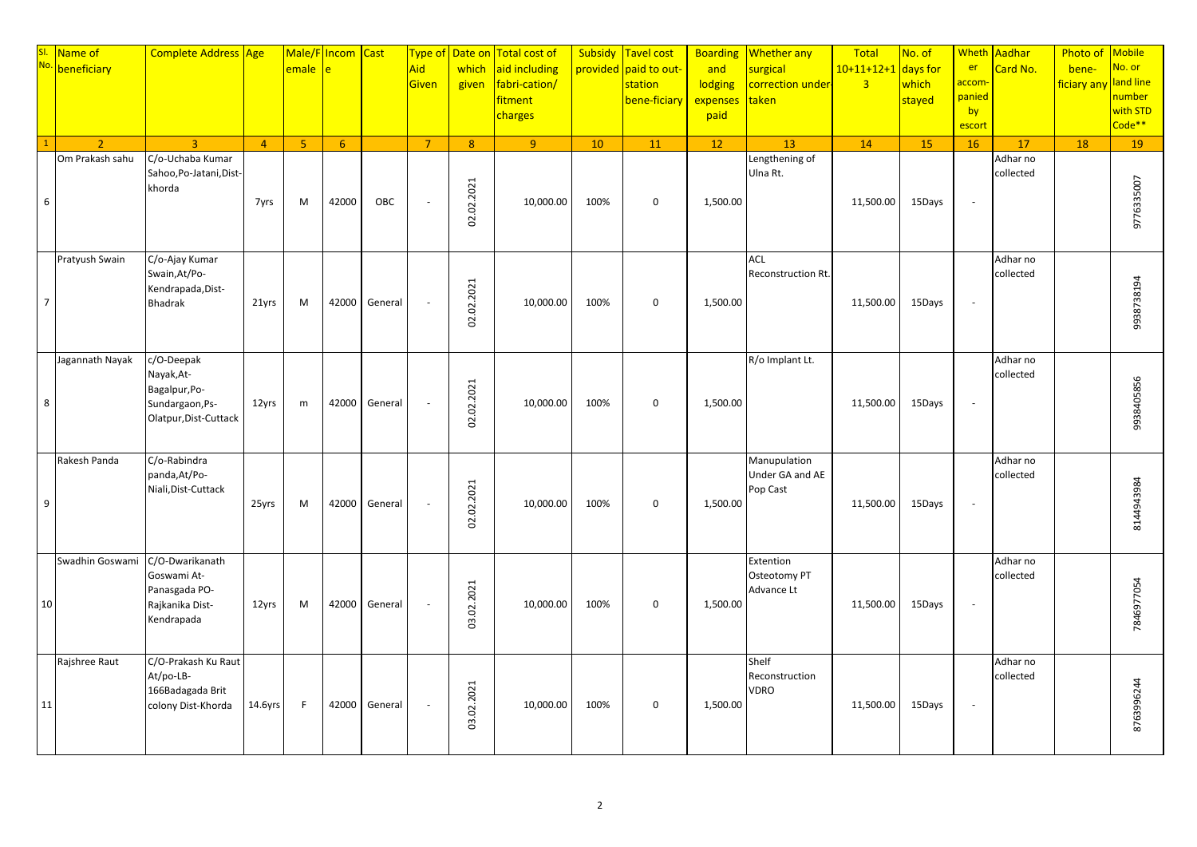| Sl. No. | Name of beneficiary | Complete Address | Age | Male/Female | Income | Cast | Type of Aid Given | Date on which given | Total cost of aid including fabri-cation/ fitment charges | Subsidy provided | Tavel cost paid to out-station bene-ficiary | Boarding and lodging expenses paid | Whether any surgical correction under-taken | Total 10+11+12+13 | No. of days for which stayed | Whether accom-panied by escort | Aadhar Card No. | Photo of bene-ficiary any | Mobile No. or land line number with STD Code** |
|---|---|---|---|---|---|---|---|---|---|---|---|---|---|---|---|---|---|---|---|
| 1 | 2 | 3 | 4 | 5 | 6 | | 7 | 8 | 9 | 10 | 11 | 12 | 13 | 14 | 15 | 16 | 17 | 18 | 19 |
| 6 | Om Prakash sahu | C/o-Uchaba Kumar Sahoo,Po-Jatani,Dist-khorda | 7yrs | M | 42000 | OBC | - | 02.02.2021 | 10,000.00 | 100% | 0 | 1,500.00 | Lengthening of Ulna Rt. | 11,500.00 | 15Days | - | Adhar no collected | | 9776335007 |
| 7 | Pratyush Swain | C/o-Ajay Kumar Swain,At/Po-Kendrapada,Dist-Bhadrak | 21yrs | M | 42000 | General | - | 02.02.2021 | 10,000.00 | 100% | 0 | 1,500.00 | ACL Reconstruction Rt. | 11,500.00 | 15Days | - | Adhar no collected | | 9938738194 |
| 8 | Jagannath Nayak | c/O-Deepak Nayak,At-Bagalpur,Po-Sundargaon,Ps-Olatpur,Dist-Cuttack | 12yrs | m | 42000 | General | - | 02.02.2021 | 10,000.00 | 100% | 0 | 1,500.00 | R/o Implant Lt. | 11,500.00 | 15Days | - | Adhar no collected | | 9938405856 |
| 9 | Rakesh Panda | C/o-Rabindra panda,At/Po-Niali,Dist-Cuttack | 25yrs | M | 42000 | General | - | 02.02.2021 | 10,000.00 | 100% | 0 | 1,500.00 | Manupulation Under GA and AE Pop Cast | 11,500.00 | 15Days | - | Adhar no collected | | 8144943984 |
| 10 | Swadhin Goswami | C/O-Dwarikanath Goswami At-Panasgada PO-Rajkanika Dist-Kendrapada | 12yrs | M | 42000 | General | - | 03.02.2021 | 10,000.00 | 100% | 0 | 1,500.00 | Extention Osteotomy PT Advance Lt | 11,500.00 | 15Days | - | Adhar no collected | | 7846977054 |
| 11 | Rajshree Raut | C/O-Prakash Ku Raut At/po-LB-166Badagada Brit colony Dist-Khorda | 14.6yrs | F | 42000 | General | - | 03.02.2021 | 10,000.00 | 100% | 0 | 1,500.00 | Shelf Reconstruction VDRO | 11,500.00 | 15Days | - | Adhar no collected | | 8763996244 |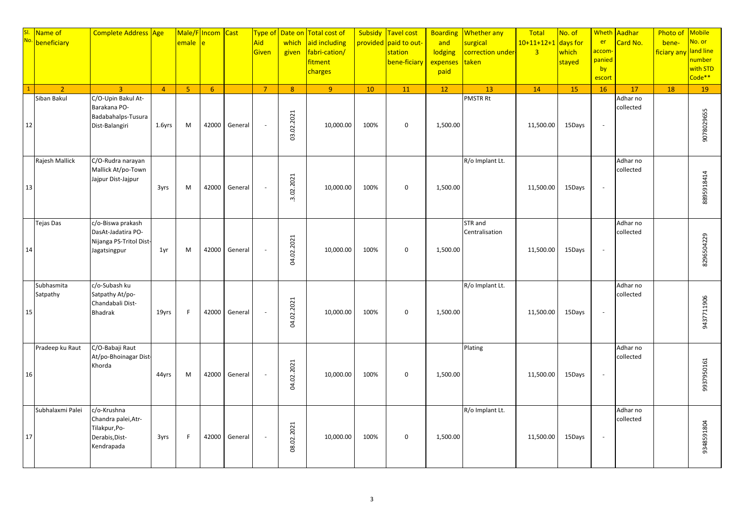| Sl. No. | Name of beneficiary | Complete Address | Age | Male/Female | Income | Cast | Type of Aid Given | Date on which given | Total cost of aid including fabri-cation/ fitment charges | Subsidy provided | Tavel cost paid to out-station bene-ficiary | Boarding and lodging expenses paid | Whether any surgical correction under-taken | Total 10+11+12+13 | No. of days for which stayed | Whether accom-panied by escort | Aadhar Card No. | Photo of bene-ficiary any | Mobile No. or land line number with STD Code** |
|---|---|---|---|---|---|---|---|---|---|---|---|---|---|---|---|---|---|---|---|
| 1 | 2 | 3 | 4 | 5 | 6 | | 7 | 8 | 9 | 10 | 11 | 12 | 13 | 14 | 15 | 16 | 17 | 18 | 19 |
| 12 | Siban Bakul | C/O-Upin Bakul At-Barakana PO-Badabahalps-Tusura Dist-Balangiri | 1.6yrs | M | 42000 | General | - | 03.02.2021 | 10,000.00 | 100% | 0 | 1,500.00 | PMSTR Rt | 11,500.00 | 15Days | - | Adhar no collected | | 9078029655 |
| 13 | Rajesh Mallick | C/O-Rudra narayan Mallick At/po-Town Jajpur Dist-Jajpur | 3yrs | M | 42000 | General | - | 3.02.2021 | 10,000.00 | 100% | 0 | 1,500.00 | R/o Implant Lt. | 11,500.00 | 15Days | - | Adhar no collected | | 8895918414 |
| 14 | Tejas Das | c/o-Biswa prakash DasAt-Jadatira PO-Nijanga PS-Tritol Dist-Jagatsingpur | 1yr | M | 42000 | General | - | 04.02.2021 | 10,000.00 | 100% | 0 | 1,500.00 | STR and Centralisation | 11,500.00 | 15Days | - | Adhar no collected | | 8296504229 |
| 15 | Subhasmita Satpathy | c/o-Subash ku Satpathy At/po-Chandabali Dist-Bhadrak | 19yrs | F | 42000 | General | - | 04.02.2021 | 10,000.00 | 100% | 0 | 1,500.00 | R/o Implant Lt. | 11,500.00 | 15Days | - | Adhar no collected | | 9437711906 |
| 16 | Pradeep ku Raut | C/O-Babaji Raut At/po-Bhoinagar Dist-Khorda | 44yrs | M | 42000 | General | - | 04.02.2021 | 10,000.00 | 100% | 0 | 1,500.00 | Plating | 11,500.00 | 15Days | - | Adhar no collected | | 9937950161 |
| 17 | Subhalaxmi Palei | c/o-Krushna Chandra palei,Atr-Tilakpur,Po-Derabis,Dist-Kendrapada | 3yrs | F | 42000 | General | - | 08.02.2021 | 10,000.00 | 100% | 0 | 1,500.00 | R/o Implant Lt. | 11,500.00 | 15Days | - | Adhar no collected | | 9348591804 |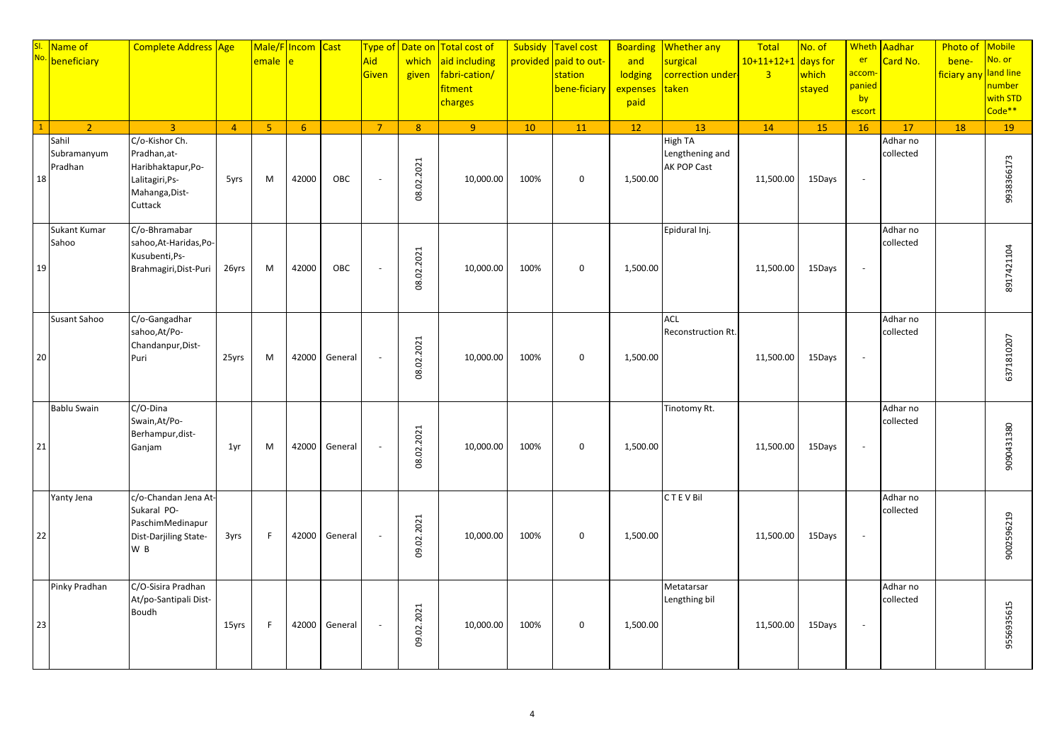| Sl. No. | Name of beneficiary | Complete Address | Age | Male/Female | Income | Cast | Type of Aid Given | Date on which given | Total cost of aid including fabri-cation/ fitment charges | Subsidy provided | Tavel cost paid to out-station bene-ficiary | Boarding and lodging expenses paid | Whether any surgical correction under-taken | Total 10+11+12+13 | No. of days for which stayed | Whether accom-panied by escort | Aadhar Card No. | Photo of bene-ficiary any | Mobile No. or land line number with STD Code** |
|---|---|---|---|---|---|---|---|---|---|---|---|---|---|---|---|---|---|---|---|
| 1 | 2 | 3 | 4 | 5 | 6 | | 7 | 8 | 9 | 10 | 11 | 12 | 13 | 14 | 15 | 16 | 17 | 18 | 19 |
| 18 | Sahil Subramanyum Pradhan | C/o-Kishor Ch. Pradhan,at-Haribhaktapur,Po-Lalitagiri,Ps-Mahanga,Dist-Cuttack | 5yrs | M | 42000 | OBC | - | 08.02.2021 | 10,000.00 | 100% | 0 | 1,500.00 | High TA Lengthening and AK POP Cast | 11,500.00 | 15Days | - | Adhar no collected | | 9938366173 |
| 19 | Sukant Kumar Sahoo | C/o-Bhramabar sahoo,At-Haridas,Po-Kusubenti,Ps-Brahmagiri,Dist-Puri | 26yrs | M | 42000 | OBC | - | 08.02.2021 | 10,000.00 | 100% | 0 | 1,500.00 | Epidural Inj. | 11,500.00 | 15Days | - | Adhar no collected | | 8917421104 |
| 20 | Susant Sahoo | C/o-Gangadhar sahoo,At/Po-Chandanpur,Dist-Puri | 25yrs | M | 42000 | General | - | 08.02.2021 | 10,000.00 | 100% | 0 | 1,500.00 | ACL Reconstruction Rt. | 11,500.00 | 15Days | - | Adhar no collected | | 6371810207 |
| 21 | Bablu Swain | C/O-Dina Swain,At/Po-Berhampur,dist-Ganjam | 1yr | M | 42000 | General | - | 08.02.2021 | 10,000.00 | 100% | 0 | 1,500.00 | Tinotomy Rt. | 11,500.00 | 15Days | - | Adhar no collected | | 9090431380 |
| 22 | Yanty Jena | c/o-Chandan Jena At-Sukaral PO-PaschimMedinapur Dist-Darjiling State-W B | 3yrs | F | 42000 | General | - | 09.02.2021 | 10,000.00 | 100% | 0 | 1,500.00 | C T E V Bil | 11,500.00 | 15Days | - | Adhar no collected | | 9002596219 |
| 23 | Pinky Pradhan | C/O-Sisira Pradhan At/po-Santipali Dist-Boudh | 15yrs | F | 42000 | General | - | 09.02.2021 | 10,000.00 | 100% | 0 | 1,500.00 | Metatarsar Lengthing bil | 11,500.00 | 15Days | - | Adhar no collected | | 9556935615 |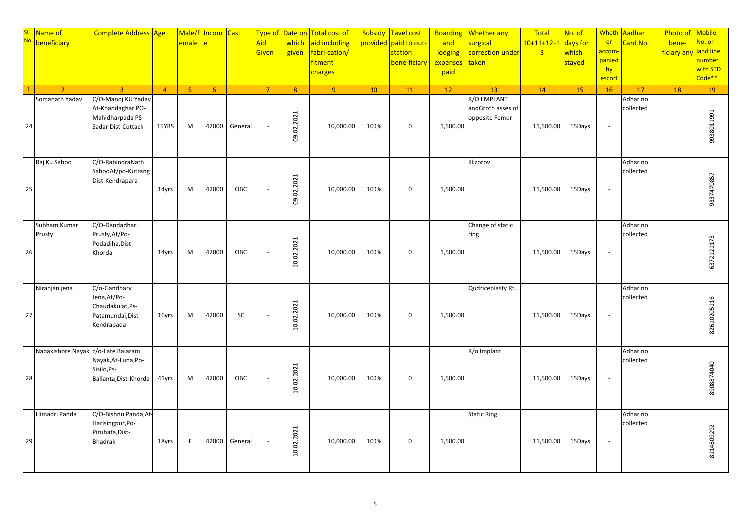| Sl. No. | Name of beneficiary | Complete Address | Age | Male/Female | Income | Cast | Type of Aid Given | Date on which given | Total cost of aid including fabri-cation/ fitment charges | Subsidy provided | Tavel cost paid to out-station bene-ficiary | Boarding and lodging expenses paid | Whether any surgical correction under-taken | Total 10+11+12+13 | No. of days for which stayed | Whether accom-panied by escort | Aadhar Card No. | Photo of bene-ficiary any | Mobile No. or land line number with STD Code** |
|---|---|---|---|---|---|---|---|---|---|---|---|---|---|---|---|---|---|---|---|
| 1 | 2 | 3 | 4 | 5 | 6 | | 7 | 8 | 9 | 10 | 11 | 12 | 13 | 14 | 15 | 16 | 17 | 18 | 19 |
| 24 | Somanath Yadav | C/O-Manoj KU Yadav At-Khandaghar PO-Mahidharpada PS-Sadar Dist-Cuttack | 15YRS | M | 42000 | General | - | 09.02.2021 | 10,000.00 | 100% | 0 | 1,500.00 | R/O I MPLANT andGroth asses of opposite Femur | 11,500.00 | 15Days | - | Adhar no collected | | 9938011991 |
| 25 | Raj Ku Sahoo | C/O-RabindraNath SahooAt/po-Kutrang Dist-Kendrapara | 14yrs | M | 42000 | OBC | - | 09.02.2021 | 10,000.00 | 100% | 0 | 1,500.00 | Illizorov | 11,500.00 | 15Days | - | Adhar no collected | | 9337470857 |
| 26 | Subham Kumar Prusty | C/O-Dandadhari Prusty,At/Po-Podadiha,Dist-Khorda | 14yrs | M | 42000 | OBC | - | 10.02.2021 | 10,000.00 | 100% | 0 | 1,500.00 | Change of static ring | 11,500.00 | 15Days | - | Adhar no collected | | 6372121173 |
| 27 | Niranjan jena | C/o-Gandharv Jena,At/Po-Chaudakulat,Ps-Patamundai,Dist-Kendrapada | 16yrs | M | 42000 | SC | - | 10.02.2021 | 10,000.00 | 100% | 0 | 1,500.00 | Qudriceplasty Rt. | 11,500.00 | 15Days | - | Adhar no collected | | 8261020516 |
| 28 | Nabakishore Nayak | c/o-Late Balaram Nayak,At-Luna,Po-Sisilo,Ps-Balianta,Dist-Khorda | 41yrs | M | 42000 | OBC | - | 10.02.2021 | 10,000.00 | 100% | 0 | 1,500.00 | R/o Implant | 11,500.00 | 15Days | - | Adhar no collected | | 8908874040 |
| 29 | Himadri Panda | C/O-Bishnu Panda,At-Harisingpur,Po-Piruhata,Dist-Bhadrak | 18yrs | F | 42000 | General | - | 10.02.2021 | 10,000.00 | 100% | 0 | 1,500.00 | Static Ring | 11,500.00 | 15Days | - | Adhar no collected | | 8114609292 |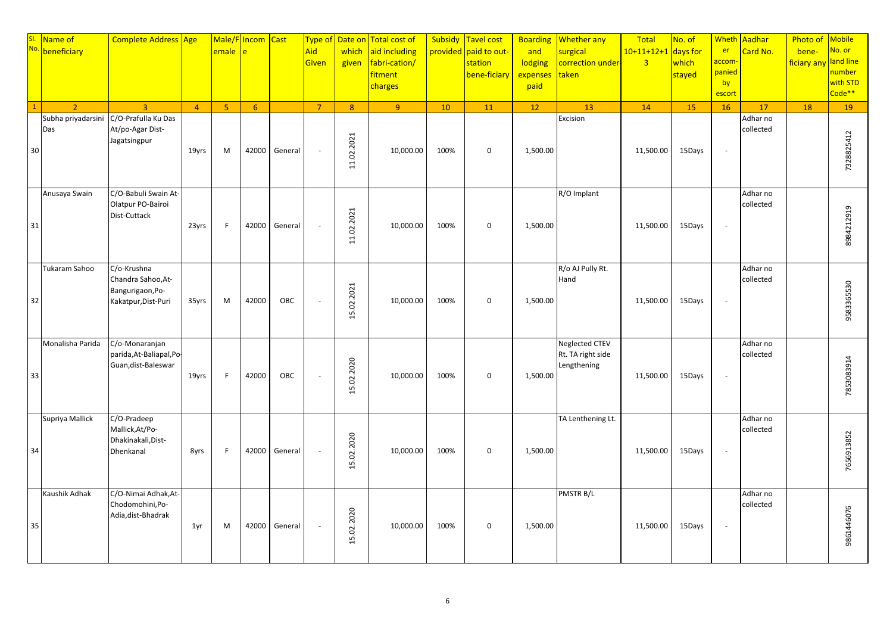| Sl. No. | Name of beneficiary | Complete Address | Age | Male/Female | Income | Cast | Type of Aid Given | Date on which given | Total cost of aid including fabri-cation/ fitment charges | Subsidy provided | Tavel cost paid to out-station bene-ficiary | Boarding and lodging expenses paid | Whether any surgical correction under-taken | Total 10+11+12+13 | No. of days for which stayed | Whether accom-panied by escort | Aadhar Card No. | Photo of bene-ficiary any | Mobile No. or land line number with STD Code** |
|---|---|---|---|---|---|---|---|---|---|---|---|---|---|---|---|---|---|---|---|
| 1 | 2 | 3 | 4 | 5 | 6 | | 7 | 8 | 9 | 10 | 11 | 12 | 13 | 14 | 15 | 16 | 17 | 18 | 19 |
| 30 | Subha priyadarsini Das | C/O-Prafulla Ku Das At/po-Agar Dist-Jagatsingpur | 19yrs | M | 42000 | General | - | 11.02.2021 | 10,000.00 | 100% | 0 | 1,500.00 | Excision | 11,500.00 | 15Days | - | Adhar no collected | | 7328825412 |
| 31 | Anusaya Swain | C/O-Babuli Swain At-Olatpur PO-Bairoi Dist-Cuttack | 23yrs | F | 42000 | General | - | 11.02.2021 | 10,000.00 | 100% | 0 | 1,500.00 | R/O Implant | 11,500.00 | 15Days | - | Adhar no collected | | 8984212919 |
| 32 | Tukaram Sahoo | C/o-Krushna Chandra Sahoo,At-Bangurigaon,Po-Kakatpur,Dist-Puri | 35yrs | M | 42000 | OBC | - | 15.02.2021 | 10,000.00 | 100% | 0 | 1,500.00 | R/o AJ Pully Rt. Hand | 11,500.00 | 15Days | - | Adhar no collected | | 9583365530 |
| 33 | Monalisha Parida | C/o-Monaranjan parida,At-Baliapal,Po-Guan,dist-Baleswar | 19yrs | F | 42000 | OBC | - | 15.02.2020 | 10,000.00 | 100% | 0 | 1,500.00 | Neglected CTEV Rt. TA right side Lengthening | 11,500.00 | 15Days | - | Adhar no collected | | 7853083914 |
| 34 | Supriya Mallick | C/O-Pradeep Mallick,At/Po-Dhakinakali,Dist-Dhenkanal | 8yrs | F | 42000 | General | - | 15.02.2020 | 10,000.00 | 100% | 0 | 1,500.00 | TA Lenthening Lt. | 11,500.00 | 15Days | - | Adhar no collected | | 7656913852 |
| 35 | Kaushik Adhak | C/O-Nimai Adhak,At-Chodomohini,Po-Adia,dist-Bhadrak | 1yr | M | 42000 | General | - | 15.02.2020 | 10,000.00 | 100% | 0 | 1,500.00 | PMSTR B/L | 11,500.00 | 15Days | - | Adhar no collected | | 9861446076 |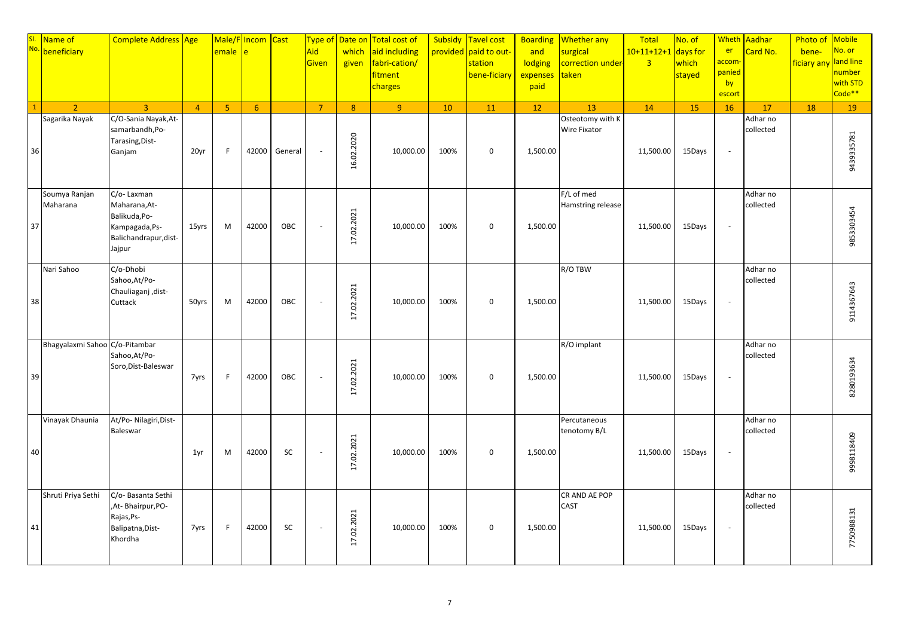| Sl. No. | Name of beneficiary | Complete Address | Age | Male/Female | Income | Cast | Type of Aid Given | Date on which given | Total cost of aid including fabri-cation/ fitment charges | Subsidy provided | Tavel cost paid to out-station bene-ficiary | Boarding and lodging expenses paid | Whether any surgical correction under-taken | Total 10+11+12+13 | No. of days for which stayed | Whether accom-panied by escort | Aadhar Card No. | Photo of bene-ficiary any | Mobile No. or land line number with STD Code** |
|---|---|---|---|---|---|---|---|---|---|---|---|---|---|---|---|---|---|---|---|
| 1 | 2 | 3 | 4 | 5 | 6 | | 7 | 8 | 9 | 10 | 11 | 12 | 13 | 14 | 15 | 16 | 17 | 18 | 19 |
| 36 | Sagarika Nayak | C/O-Sania Nayak,At-samarbandh,Po-Tarasing,Dist-Ganjam | 20yr | F | 42000 | General | - | 16.02.2020 | 10,000.00 | 100% | 0 | 1,500.00 | Osteotomy with K Wire Fixator | 11,500.00 | 15Days | - | Adhar no collected | | 9439335781 |
| 37 | Soumya Ranjan Maharana | C/o- Laxman Maharana,At-Balikuda,Po-Kampagada,Ps-Balichandrapur,dist-Jajpur | 15yrs | M | 42000 | OBC | - | 17.02.2021 | 10,000.00 | 100% | 0 | 1,500.00 | F/L of med Hamstring release | 11,500.00 | 15Days | - | Adhar no collected | | 9853303454 |
| 38 | Nari Sahoo | C/o-Dhobi Sahoo,At/Po-Chauliaganj ,dist-Cuttack | 50yrs | M | 42000 | OBC | - | 17.02.2021 | 10,000.00 | 100% | 0 | 1,500.00 | R/O TBW | 11,500.00 | 15Days | - | Adhar no collected | | 9114367643 |
| 39 | Bhagyalaxmi Sahoo | C/o-Pitambar Sahoo,At/Po-Soro,Dist-Baleswar | 7yrs | F | 42000 | OBC | - | 17.02.2021 | 10,000.00 | 100% | 0 | 1,500.00 | R/O implant | 11,500.00 | 15Days | - | Adhar no collected | | 8280193634 |
| 40 | Vinayak Dhaunia | At/Po- Nilagiri,Dist-Baleswar | 1yr | M | 42000 | SC | - | 17.02.2021 | 10,000.00 | 100% | 0 | 1,500.00 | Percutaneous tenotomy B/L | 11,500.00 | 15Days | - | Adhar no collected | | 9998118409 |
| 41 | Shruti Priya Sethi | C/o- Basanta Sethi ,At- Bhairpur,PO-Rajas,Ps-Balipatna,Dist-Khordha | 7yrs | F | 42000 | SC | - | 17.02.2021 | 10,000.00 | 100% | 0 | 1,500.00 | CR AND AE POP CAST | 11,500.00 | 15Days | - | Adhar no collected | | 7750988131 |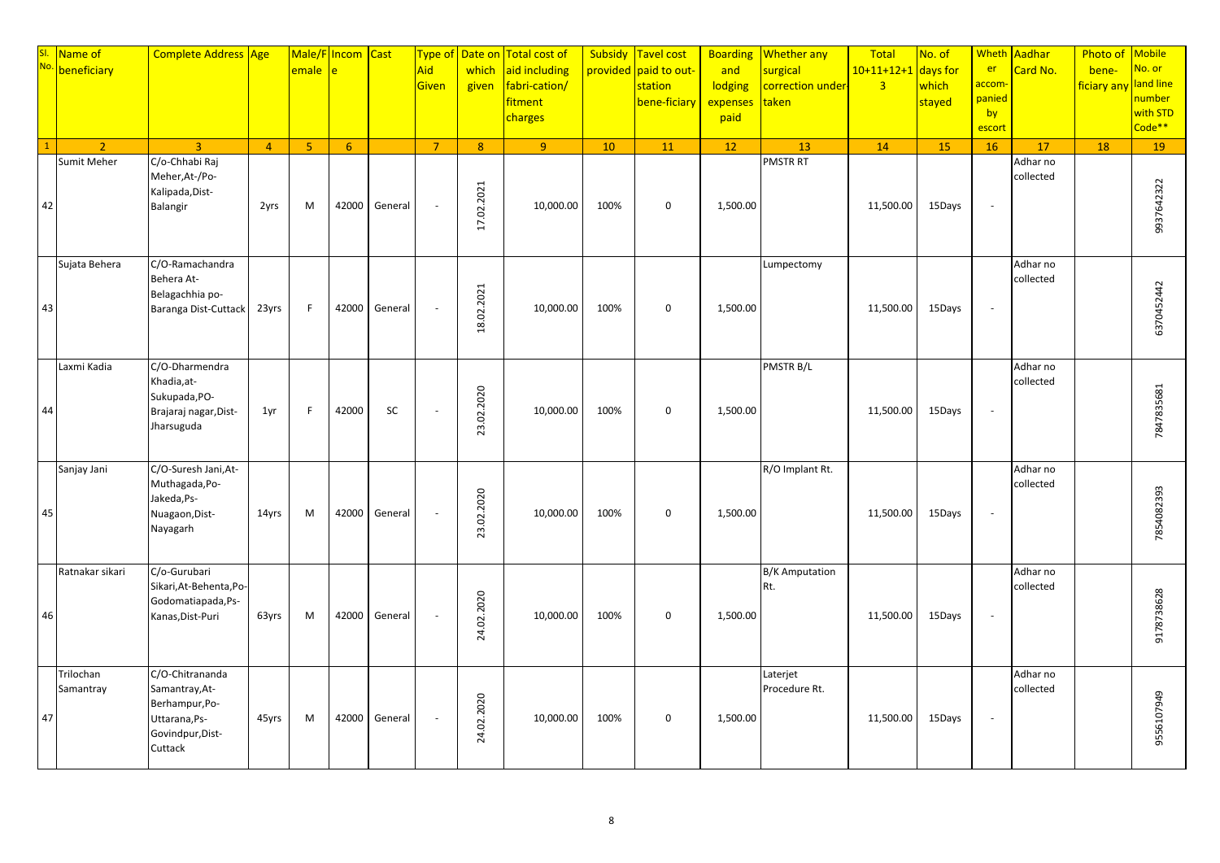| Sl. No. | Name of beneficiary | Complete Address | Age | Male/Female | Income | Cast | Type of Aid Given | Date on which given | Total cost of aid including fabri-cation/ fitment charges | Subsidy provided | Tavel cost paid to out-station bene-ficiary | Boarding and lodging expenses paid | Whether any surgical correction under-taken | Total 10+11+12+13 | No. of days for which stayed | Whether accom-panied by escort | Aadhar Card No. | Photo of bene-ficiary any | Mobile No. or land line number with STD Code** |
|---|---|---|---|---|---|---|---|---|---|---|---|---|---|---|---|---|---|---|---|
| 1 | 2 | 3 | 4 | 5 | 6 | | 7 | 8 | 9 | 10 | 11 | 12 | 13 | 14 | 15 | 16 | 17 | 18 | 19 |
| 42 | Sumit Meher | C/o-Chhabi Raj Meher,At-/Po-Kalipada,Dist-Balangir | 2yrs | M | 42000 | General | - | 17.02.2021 | 10,000.00 | 100% | 0 | 1,500.00 | PMSTR RT | 11,500.00 | 15Days | - | Adhar no collected | | 9937642322 |
| 43 | Sujata Behera | C/O-Ramachandra Behera At-Belagachhia po-Baranga Dist-Cuttack | 23yrs | F | 42000 | General | - | 18.02.2021 | 10,000.00 | 100% | 0 | 1,500.00 | Lumpectomy | 11,500.00 | 15Days | - | Adhar no collected | | 6370452442 |
| 44 | Laxmi Kadia | C/O-Dharmendra Khadia,at-Sukupada,PO-Brajaraj nagar,Dist-Jharsuguda | 1yr | F | 42000 | SC | - | 23.02.2020 | 10,000.00 | 100% | 0 | 1,500.00 | PMSTR B/L | 11,500.00 | 15Days | - | Adhar no collected | | 7847835681 |
| 45 | Sanjay Jani | C/O-Suresh Jani,At-Muthagada,Po-Jakeda,Ps-Nuagaon,Dist-Nayagarh | 14yrs | M | 42000 | General | - | 23.02.2020 | 10,000.00 | 100% | 0 | 1,500.00 | R/O Implant Rt. | 11,500.00 | 15Days | - | Adhar no collected | | 7854082393 |
| 46 | Ratnakar sikari | C/o-Gurubari Sikari,At-Behenta,Po-Godomatiapada,Ps-Kanas,Dist-Puri | 63yrs | M | 42000 | General | - | 24.02.2020 | 10,000.00 | 100% | 0 | 1,500.00 | B/K Amputation Rt. | 11,500.00 | 15Days | - | Adhar no collected | | 9178738628 |
| 47 | Trilochan Samantray | C/O-Chitrananda Samantray,At-Berhampur,Po-Uttarana,Ps-Govindpur,Dist-Cuttack | 45yrs | M | 42000 | General | - | 24.02.2020 | 10,000.00 | 100% | 0 | 1,500.00 | Laterjet Procedure Rt. | 11,500.00 | 15Days | - | Adhar no collected | | 9556107949 |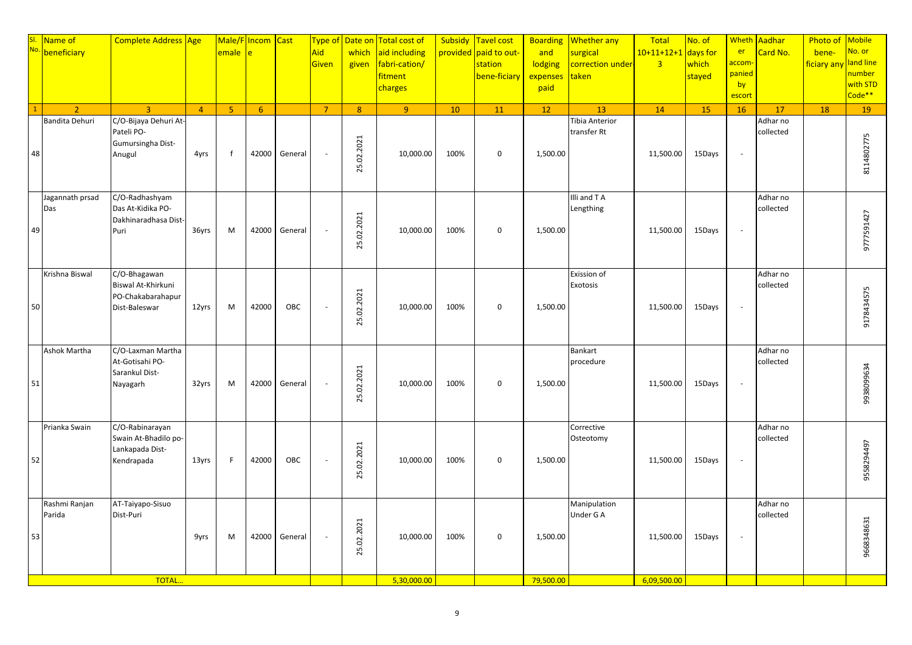| Sl. No. | Name of beneficiary | Complete Address | Age | Male/Female | Income | Cast | Type of Aid Given | Date on which given | Total cost of aid including fabri-cation/ fitment charges | Subsidy provided | Tavel cost paid to out-station bene-ficiary | Boarding and lodging expenses paid | Whether any surgical correction under-taken | Total 10+11+12+13 | No. of days for which stayed | Whether accom-panied by escort | Aadhar Card No. | Photo of bene-ficiary any | Mobile No. or land line number with STD Code** |
|---|---|---|---|---|---|---|---|---|---|---|---|---|---|---|---|---|---|---|---|
| 1 | 2 | 3 | 4 | 5 | 6 | | 7 | 8 | 9 | 10 | 11 | 12 | 13 | 14 | 15 | 16 | 17 | 18 | 19 |
| 48 | Bandita Dehuri | C/O-Bijaya Dehuri At-Pateli PO-Gumursingha Dist-Anugul | 4yrs | f | 42000 | General | - | 25.02.2021 | 10,000.00 | 100% | 0 | 1,500.00 | Tibia Anterior transfer Rt | 11,500.00 | 15Days | - | Adhar no collected | | 8114802775 |
| 49 | Jagannath prsad Das | C/O-Radhashyam Das At-Kidika PO-Dakhinaradhasa Dist-Puri | 36yrs | M | 42000 | General | - | 25.02.2021 | 10,000.00 | 100% | 0 | 1,500.00 | Illi and T A Lengthing | 11,500.00 | 15Days | - | Adhar no collected | | 9777591427 |
| 50 | Krishna Biswal | C/O-Bhagawan Biswal At-Khirkuni PO-Chakabarahapur Dist-Baleswar | 12yrs | M | 42000 | OBC | - | 25.02.2021 | 10,000.00 | 100% | 0 | 1,500.00 | Exission of Exotosis | 11,500.00 | 15Days | - | Adhar no collected | | 9178434575 |
| 51 | Ashok Martha | C/O-Laxman Martha At-Gotisahi PO-Sarankul Dist-Nayagarh | 32yrs | M | 42000 | General | - | 25.02.2021 | 10,000.00 | 100% | 0 | 1,500.00 | Bankart procedure | 11,500.00 | 15Days | - | Adhar no collected | | 9938099634 |
| 52 | Prianka Swain | C/O-Rabinarayan Swain At-Bhadilo po-Lankapada Dist-Kendrapada | 13yrs | F | 42000 | OBC | - | 25.02.2021 | 10,000.00 | 100% | 0 | 1,500.00 | Corrective Osteotomy | 11,500.00 | 15Days | - | Adhar no collected | | 9558294497 |
| 53 | Rashmi Ranjan Parida | AT-Taiyapo-Sisuo Dist-Puri | 9yrs | M | 42000 | General | - | 25.02.2021 | 10,000.00 | 100% | 0 | 1,500.00 | Manipulation Under G A | 11,500.00 | 15Days | - | Adhar no collected | | 9668348631 |
| | | TOTAL... | | | | | | | 5,30,000.00 | | | 79,500.00 | | 6,09,500.00 | | | | | |